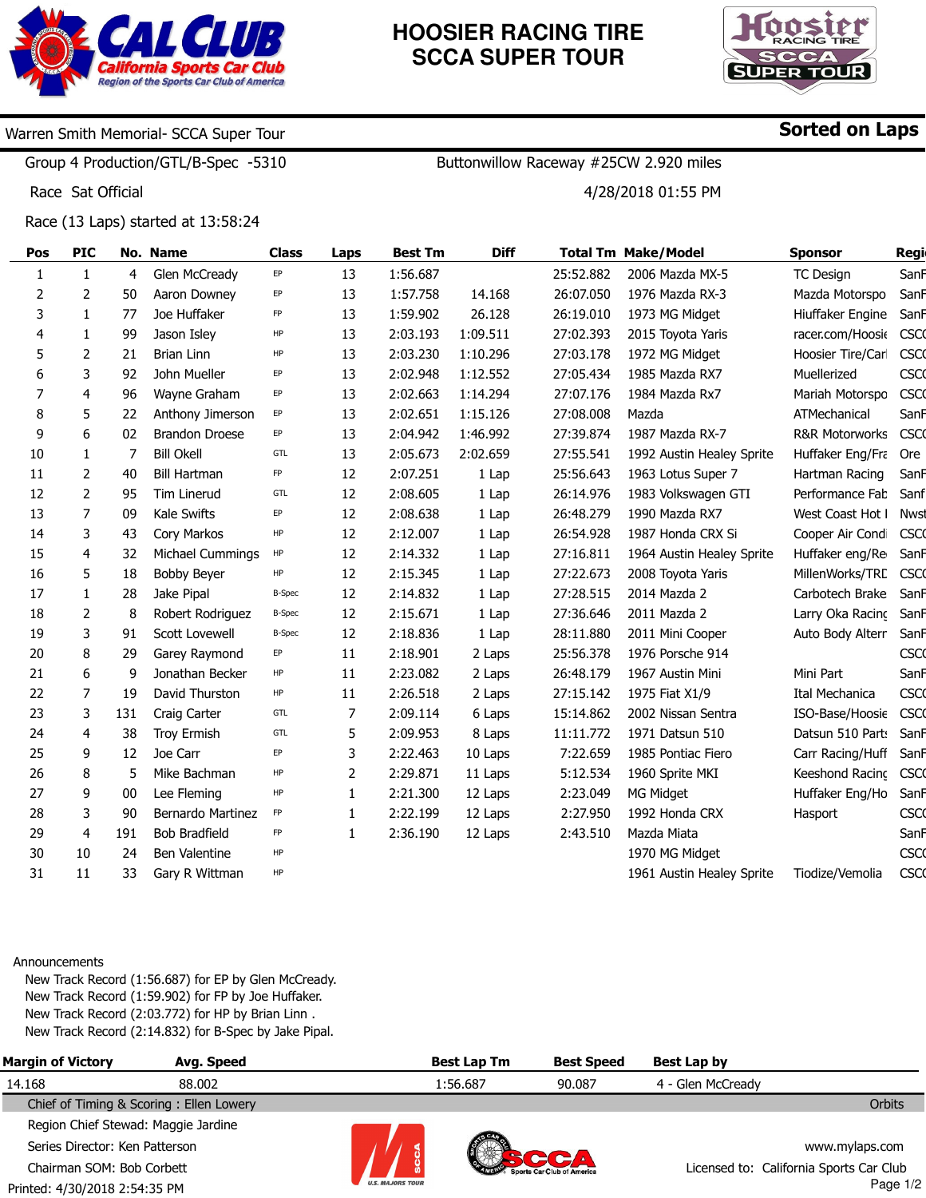# HOOSIER RACING TIRE SCCA SUPER TOUR

CAL CLUB — California Sports Car Club — Region of the Sports Car Club of America

**Warren Smith Memorial- SCCA Super Tour** — **Sorted on Laps**

Group 4 Production/GTL/B-Spec -5310 — Buttonwillow Raceway #25CW 2.920 miles

Race Sat Official — 4/28/2018 01:55 PM

Race (13 Laps) started at 13:58:24

| Pos | PIC | No. | Name | Class | Laps | Best Tm | Diff | Total Tm | Make/Model | Sponsor | Regi |
|---|---|---|---|---|---|---|---|---|---|---|---|
| 1 | 1 | 4 | Glen McCready | EP | 13 | 1:56.687 | | 25:52.882 | 2006 Mazda MX-5 | TC Design | SanF |
| 2 | 2 | 50 | Aaron Downey | EP | 13 | 1:57.758 | 14.168 | 26:07.050 | 1976 Mazda RX-3 | Mazda Motorspo | SanF |
| 3 | 1 | 77 | Joe Huffaker | FP | 13 | 1:59.902 | 26.128 | 26:19.010 | 1973 MG Midget | Hiuffaker Engine | SanF |
| 4 | 1 | 99 | Jason Isley | HP | 13 | 2:03.193 | 1:09.511 | 27:02.393 | 2015 Toyota Yaris | racer.com/Hoosie | CSCC |
| 5 | 2 | 21 | Brian Linn | HP | 13 | 2:03.230 | 1:10.296 | 27:03.178 | 1972 MG Midget | Hoosier Tire/Carl | CSCC |
| 6 | 3 | 92 | John Mueller | EP | 13 | 2:02.948 | 1:12.552 | 27:05.434 | 1985 Mazda RX7 | Muellerized | CSCC |
| 7 | 4 | 96 | Wayne Graham | EP | 13 | 2:02.663 | 1:14.294 | 27:07.176 | 1984 Mazda Rx7 | Mariah Motorspo | CSCC |
| 8 | 5 | 22 | Anthony Jimerson | EP | 13 | 2:02.651 | 1:15.126 | 27:08.008 | Mazda | ATMechanical | SanF |
| 9 | 6 | 02 | Brandon Droese | EP | 13 | 2:04.942 | 1:46.992 | 27:39.874 | 1987 Mazda RX-7 | R&R Motorworks | CSCC |
| 10 | 1 | 7 | Bill Okell | GTL | 13 | 2:05.673 | 2:02.659 | 27:55.541 | 1992 Austin Healey Sprite | Huffaker Eng/Fra | Ore |
| 11 | 2 | 40 | Bill Hartman | FP | 12 | 2:07.251 | 1 Lap | 25:56.643 | 1963 Lotus Super 7 | Hartman Racing | SanF |
| 12 | 2 | 95 | Tim Linerud | GTL | 12 | 2:08.605 | 1 Lap | 26:14.976 | 1983 Volkswagen GTI | Performance Fab | Sanf |
| 13 | 7 | 09 | Kale Swifts | EP | 12 | 2:08.638 | 1 Lap | 26:48.279 | 1990 Mazda RX7 | West Coast Hot I | Nwst |
| 14 | 3 | 43 | Cory Markos | HP | 12 | 2:12.007 | 1 Lap | 26:54.928 | 1987 Honda CRX Si | Cooper Air Condi | CSCC |
| 15 | 4 | 32 | Michael Cummings | HP | 12 | 2:14.332 | 1 Lap | 27:16.811 | 1964 Austin Healey Sprite | Huffaker eng/Re | SanF |
| 16 | 5 | 18 | Bobby Beyer | HP | 12 | 2:15.345 | 1 Lap | 27:22.673 | 2008 Toyota Yaris | MillenWorks/TRD | CSCC |
| 17 | 1 | 28 | Jake Pipal | B-Spec | 12 | 2:14.832 | 1 Lap | 27:28.515 | 2014 Mazda 2 | Carbotech Brake | SanF |
| 18 | 2 | 8 | Robert Rodriguez | B-Spec | 12 | 2:15.671 | 1 Lap | 27:36.646 | 2011 Mazda 2 | Larry Oka Racing | SanF |
| 19 | 3 | 91 | Scott Lovewell | B-Spec | 12 | 2:18.836 | 1 Lap | 28:11.880 | 2011 Mini Cooper | Auto Body Alterr | SanF |
| 20 | 8 | 29 | Garey Raymond | EP | 11 | 2:18.901 | 2 Laps | 25:56.378 | 1976 Porsche 914 | | CSCC |
| 21 | 6 | 9 | Jonathan Becker | HP | 11 | 2:23.082 | 2 Laps | 26:48.179 | 1967 Austin Mini | Mini Part | SanF |
| 22 | 7 | 19 | David Thurston | HP | 11 | 2:26.518 | 2 Laps | 27:15.142 | 1975 Fiat X1/9 | Ital Mechanica | CSCC |
| 23 | 3 | 131 | Craig Carter | GTL | 7 | 2:09.114 | 6 Laps | 15:14.862 | 2002 Nissan Sentra | ISO-Base/Hoosie | CSCC |
| 24 | 4 | 38 | Troy Ermish | GTL | 5 | 2:09.953 | 8 Laps | 11:11.772 | 1971 Datsun 510 | Datsun 510 Parts | SanF |
| 25 | 9 | 12 | Joe Carr | EP | 3 | 2:22.463 | 10 Laps | 7:22.659 | 1985 Pontiac Fiero | Carr Racing/Huff | SanF |
| 26 | 8 | 5 | Mike Bachman | HP | 2 | 2:29.871 | 11 Laps | 5:12.534 | 1960 Sprite MKI | Keeshond Racing | CSCC |
| 27 | 9 | 00 | Lee Fleming | HP | 1 | 2:21.300 | 12 Laps | 2:23.049 | MG Midget | Huffaker Eng/Ho | SanF |
| 28 | 3 | 90 | Bernardo Martinez | FP | 1 | 2:22.199 | 12 Laps | 2:27.950 | 1992 Honda CRX | Hasport | CSCC |
| 29 | 4 | 191 | Bob Bradfield | FP | 1 | 2:36.190 | 12 Laps | 2:43.510 | Mazda Miata | | SanF |
| 30 | 10 | 24 | Ben Valentine | HP | | | | | 1970 MG Midget | | CSCC |
| 31 | 11 | 33 | Gary R Wittman | HP | | | | | 1961 Austin Healey Sprite | Tiodize/Vemolia | CSCC |

Announcements

- New Track Record (1:56.687) for EP by Glen McCready.
- New Track Record (1:59.902) for FP by Joe Huffaker.
- New Track Record (2:03.772) for HP by Brian Linn .
- New Track Record (2:14.832) for B-Spec by Jake Pipal.

| Margin of Victory | Avg. Speed | Best Lap Tm | Best Speed | Best Lap by |
|---|---|---|---|---|
| 14.168 | 88.002 | 1:56.687 | 90.087 | 4 - Glen McCready |

Chief of Timing & Scoring : Ellen Lowery — Orbits

Region Chief Stewad: Maggie Jardine

Series Director: Ken Patterson

Chairman SOM: Bob Corbett

www.mylaps.com

Licensed to: California Sports Car Club

Printed: 4/30/2018 2:54:35 PM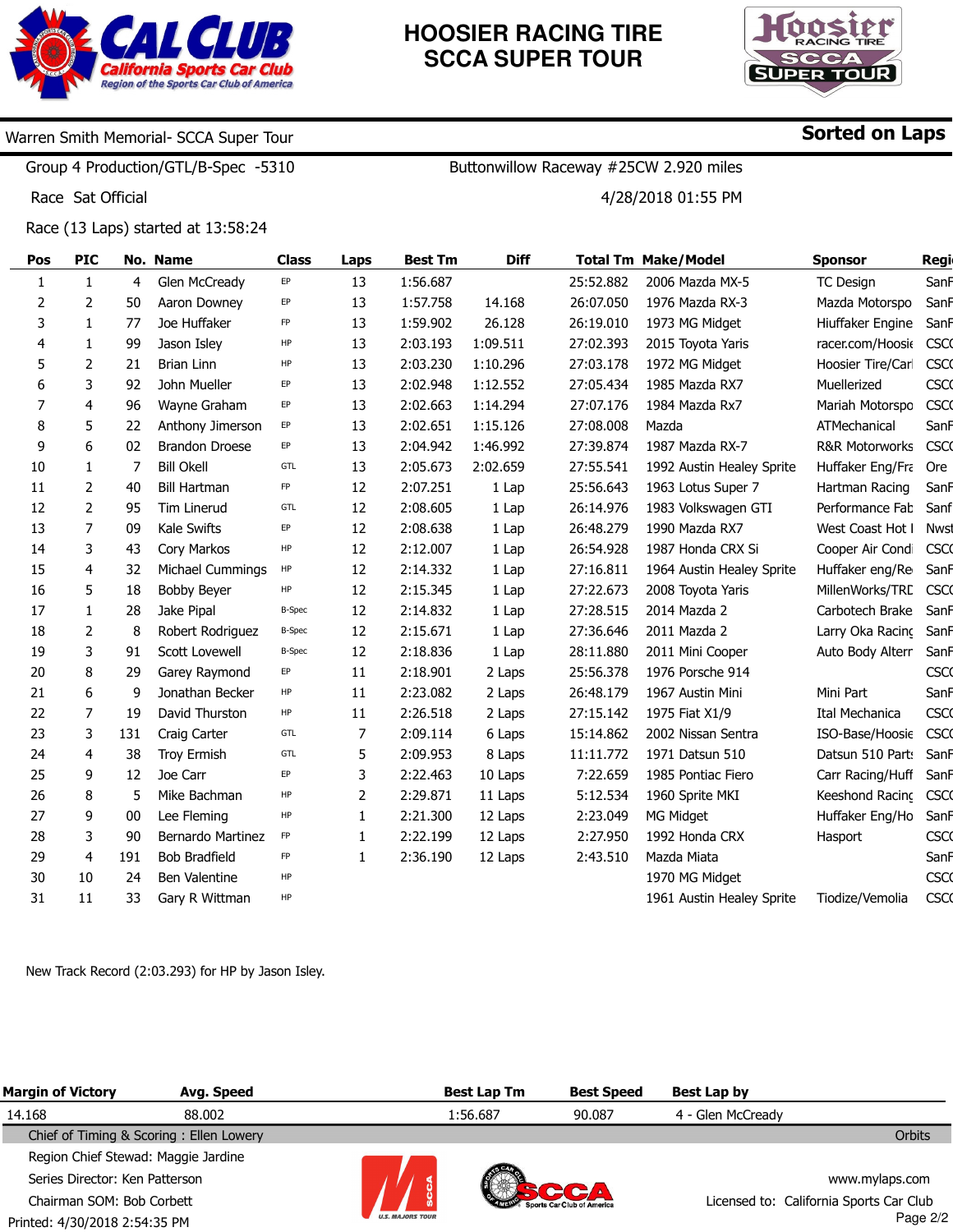# HOOSIER RACING TIRE SCCA SUPER TOUR

Warren Smith Memorial- SCCA Super Tour

**Sorted on Laps**

Group 4 Production/GTL/B-Spec -5310

Buttonwillow Raceway #25CW 2.920 miles

Race Sat Official

4/28/2018 01:55 PM

Race (13 Laps) started at 13:58:24

| Pos | PIC | No. | Name | Class | Laps | Best Tm | Diff | Total Tm | Make/Model | Sponsor | Regi |
|---|---|---|---|---|---|---|---|---|---|---|---|
| 1 | 1 | 4 | Glen McCready | EP | 13 | 1:56.687 | | 25:52.882 | 2006 Mazda MX-5 | TC Design | SanF |
| 2 | 2 | 50 | Aaron Downey | EP | 13 | 1:57.758 | 14.168 | 26:07.050 | 1976 Mazda RX-3 | Mazda Motorspo | SanF |
| 3 | 1 | 77 | Joe Huffaker | FP | 13 | 1:59.902 | 26.128 | 26:19.010 | 1973 MG Midget | Hiuffaker Engine | SanF |
| 4 | 1 | 99 | Jason Isley | HP | 13 | 2:03.193 | 1:09.511 | 27:02.393 | 2015 Toyota Yaris | racer.com/Hoosie | CSCC |
| 5 | 2 | 21 | Brian Linn | HP | 13 | 2:03.230 | 1:10.296 | 27:03.178 | 1972 MG Midget | Hoosier Tire/Carl | CSCC |
| 6 | 3 | 92 | John Mueller | EP | 13 | 2:02.948 | 1:12.552 | 27:05.434 | 1985 Mazda RX7 | Muellerized | CSCC |
| 7 | 4 | 96 | Wayne Graham | EP | 13 | 2:02.663 | 1:14.294 | 27:07.176 | 1984 Mazda Rx7 | Mariah Motorspo | CSCC |
| 8 | 5 | 22 | Anthony Jimerson | EP | 13 | 2:02.651 | 1:15.126 | 27:08.008 | Mazda | ATMechanical | SanF |
| 9 | 6 | 02 | Brandon Droese | EP | 13 | 2:04.942 | 1:46.992 | 27:39.874 | 1987 Mazda RX-7 | R&R Motorworks | CSCC |
| 10 | 1 | 7 | Bill Okell | GTL | 13 | 2:05.673 | 2:02.659 | 27:55.541 | 1992 Austin Healey Sprite | Huffaker Eng/Fra | Ore |
| 11 | 2 | 40 | Bill Hartman | FP | 12 | 2:07.251 | 1 Lap | 25:56.643 | 1963 Lotus Super 7 | Hartman Racing | SanF |
| 12 | 2 | 95 | Tim Linerud | GTL | 12 | 2:08.605 | 1 Lap | 26:14.976 | 1983 Volkswagen GTI | Performance Fab | SanF |
| 13 | 7 | 09 | Kale Swifts | EP | 12 | 2:08.638 | 1 Lap | 26:48.279 | 1990 Mazda RX7 | West Coast Hot I | Nwst |
| 14 | 3 | 43 | Cory Markos | HP | 12 | 2:12.007 | 1 Lap | 26:54.928 | 1987 Honda CRX Si | Cooper Air Condi | CSCC |
| 15 | 4 | 32 | Michael Cummings | HP | 12 | 2:14.332 | 1 Lap | 27:16.811 | 1964 Austin Healey Sprite | Huffaker eng/Re | SanF |
| 16 | 5 | 18 | Bobby Beyer | HP | 12 | 2:15.345 | 1 Lap | 27:22.673 | 2008 Toyota Yaris | MillenWorks/TRD | CSCC |
| 17 | 1 | 28 | Jake Pipal | B-Spec | 12 | 2:14.832 | 1 Lap | 27:28.515 | 2014 Mazda 2 | Carbotech Brake | SanF |
| 18 | 2 | 8 | Robert Rodriguez | B-Spec | 12 | 2:15.671 | 1 Lap | 27:36.646 | 2011 Mazda 2 | Larry Oka Racing | SanF |
| 19 | 3 | 91 | Scott Lovewell | B-Spec | 12 | 2:18.836 | 1 Lap | 28:11.880 | 2011 Mini Cooper | Auto Body Alterr | SanF |
| 20 | 8 | 29 | Garey Raymond | EP | 11 | 2:18.901 | 2 Laps | 25:56.378 | 1976 Porsche 914 | | CSCC |
| 21 | 6 | 9 | Jonathan Becker | HP | 11 | 2:23.082 | 2 Laps | 26:48.179 | 1967 Austin Mini | Mini Part | SanF |
| 22 | 7 | 19 | David Thurston | HP | 11 | 2:26.518 | 2 Laps | 27:15.142 | 1975 Fiat X1/9 | Ital Mechanica | CSCC |
| 23 | 3 | 131 | Craig Carter | GTL | 7 | 2:09.114 | 6 Laps | 15:14.862 | 2002 Nissan Sentra | ISO-Base/Hoosie | CSCC |
| 24 | 4 | 38 | Troy Ermish | GTL | 5 | 2:09.953 | 8 Laps | 11:11.772 | 1971 Datsun 510 | Datsun 510 Parts | SanF |
| 25 | 9 | 12 | Joe Carr | EP | 3 | 2:22.463 | 10 Laps | 7:22.659 | 1985 Pontiac Fiero | Carr Racing/Huff | SanF |
| 26 | 8 | 5 | Mike Bachman | HP | 2 | 2:29.871 | 11 Laps | 5:12.534 | 1960 Sprite MKI | Keeshond Racing | CSCC |
| 27 | 9 | 00 | Lee Fleming | HP | 1 | 2:21.300 | 12 Laps | 2:23.049 | MG Midget | Huffaker Eng/Ho | SanF |
| 28 | 3 | 90 | Bernardo Martinez | FP | 1 | 2:22.199 | 12 Laps | 2:27.950 | 1992 Honda CRX | Hasport | CSCC |
| 29 | 4 | 191 | Bob Bradfield | FP | 1 | 2:36.190 | 12 Laps | 2:43.510 | Mazda Miata | | SanF |
| 30 | 10 | 24 | Ben Valentine | HP | | | | | 1970 MG Midget | | CSCC |
| 31 | 11 | 33 | Gary R Wittman | HP | | | | | 1961 Austin Healey Sprite | Tiodize/Vemolia | CSCC |

New Track Record (2:03.293) for HP by Jason Isley.

| Margin of Victory | Avg. Speed | Best Lap Tm | Best Speed | Best Lap by |
|---|---|---|---|---|
| 14.168 | 88.002 | 1:56.687 | 90.087 | 4 - Glen McCready |

Chief of Timing & Scoring : Ellen Lowery

Orbits

Region Chief Stewad: Maggie Jardine

Series Director: Ken Patterson

Chairman SOM: Bob Corbett

Printed: 4/30/2018 2:54:35 PM

www.mylaps.com

Licensed to: California Sports Car Club